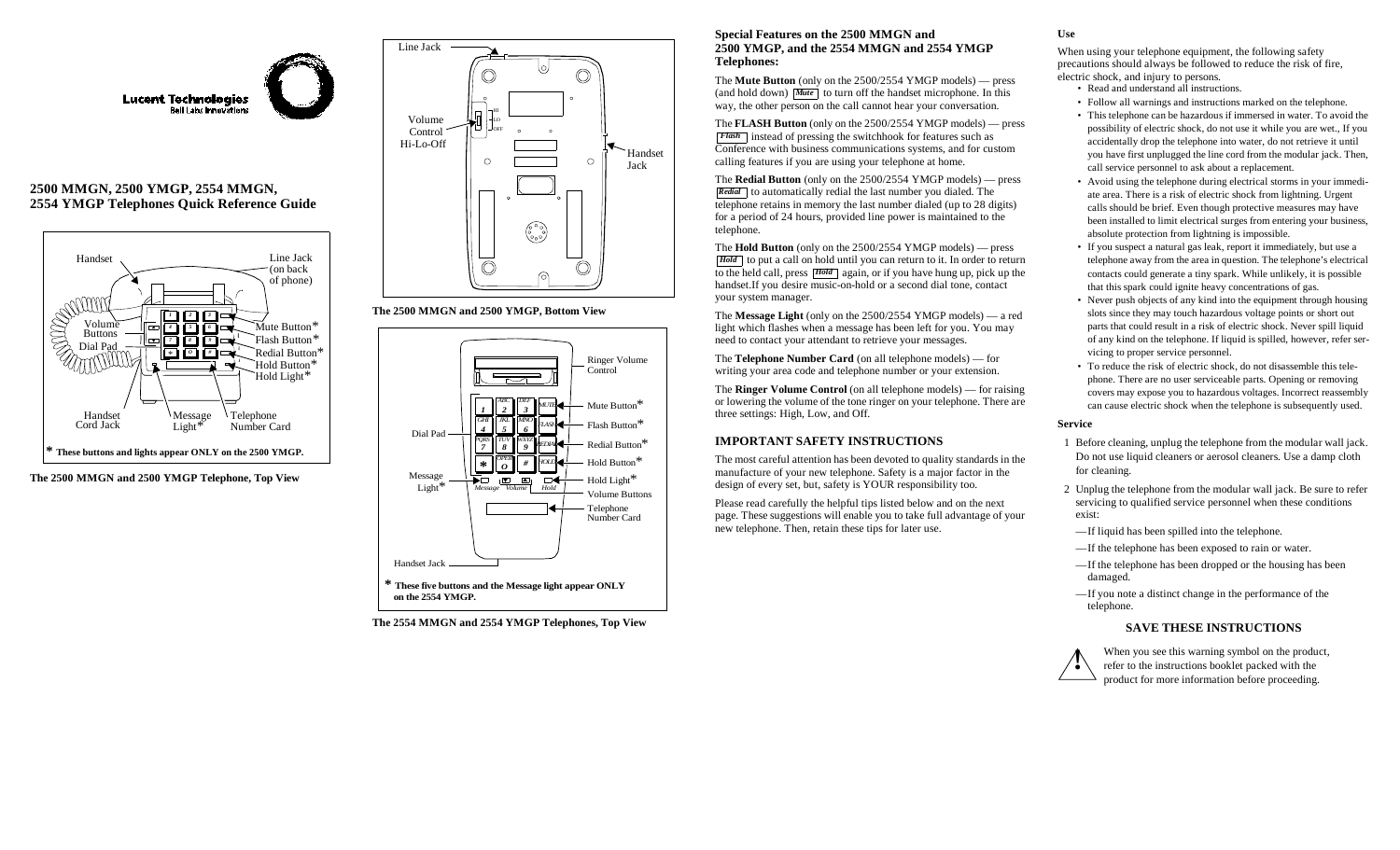Lucent Technologies
Bell Labs Innovations

## 2500 MMGN, 2500 YMGP, 2554 MMGN, 2554 YMGP Telephones Quick Reference Guide

Handset
Line Jack (on back of phone)
Volume Buttons
Dial Pad
Mute Button*
Flash Button*
Redial Button*
Hold Button*
Hold Light*
Handset Cord Jack
Message Light*
Telephone Number Card

**\* These buttons and lights appear ONLY on the 2500 YMGP.**

**The 2500 MMGN and 2500 YMGP Telephone, Top View**

Line Jack
Volume Control Hi-Lo-Off
Handset Jack

**The 2500 MMGN and 2500 YMGP, Bottom View**

Ringer Volume Control
Mute Button*
Flash Button*
Dial Pad
Redial Button*
Hold Button*
Message Light*
Hold Light*
Volume Buttons
Telephone Number Card
Handset Jack

**\* These five buttons and the Message light appear ONLY on the 2554 YMGP.**

**The 2554 MMGN and 2554 YMGP Telephones, Top View**

### Special Features on the 2500 MMGN and 2500 YMGP, and the 2554 MMGN and 2554 YMGP Telephones:

The **Mute Button** (only on the 2500/2554 YMGP models) — press (and hold down) *Mute* to turn off the handset microphone. In this way, the other person on the call cannot hear your conversation.

The **FLASH Button** (only on the 2500/2554 YMGP models) — press *Flash* instead of pressing the switchhook for features such as Conference with business communications systems, and for custom calling features if you are using your telephone at home.

The **Redial Button** (only on the 2500/2554 YMGP models) — press *Redial* to automatically redial the last number you dialed. The telephone retains in memory the last number dialed (up to 28 digits) for a period of 24 hours, provided line power is maintained to the telephone.

The **Hold Button** (only on the 2500/2554 YMGP models) — press *Hold* to put a call on hold until you can return to it. In order to return to the held call, press *Hold* again, or if you have hung up, pick up the handset.If you desire music-on-hold or a second dial tone, contact your system manager.

The **Message Light** (only on the 2500/2554 YMGP models) — a red light which flashes when a message has been left for you. You may need to contact your attendant to retrieve your messages.

The **Telephone Number Card** (on all telephone models) — for writing your area code and telephone number or your extension.

The **Ringer Volume Control** (on all telephone models) — for raising or lowering the volume of the tone ringer on your telephone. There are three settings: High, Low, and Off.

## IMPORTANT SAFETY INSTRUCTIONS

The most careful attention has been devoted to quality standards in the manufacture of your new telephone. Safety is a major factor in the design of every set, but, safety is YOUR responsibility too.

Please read carefully the helpful tips listed below and on the next page. These suggestions will enable you to take full advantage of your new telephone. Then, retain these tips for later use.

**Use**

When using your telephone equipment, the following safety precautions should always be followed to reduce the risk of fire, electric shock, and injury to persons.

- Read and understand all instructions.
- Follow all warnings and instructions marked on the telephone.
- This telephone can be hazardous if immersed in water. To avoid the possibility of electric shock, do not use it while you are wet., If you accidentally drop the telephone into water, do not retrieve it until you have first unplugged the line cord from the modular jack. Then, call service personnel to ask about a replacement.
- Avoid using the telephone during electrical storms in your immediate area. There is a risk of electric shock from lightning. Urgent calls should be brief. Even though protective measures may have been installed to limit electrical surges from entering your business, absolute protection from lightning is impossible.
- If you suspect a natural gas leak, report it immediately, but use a telephone away from the area in question. The telephone's electrical contacts could generate a tiny spark. While unlikely, it is possible that this spark could ignite heavy concentrations of gas.
- Never push objects of any kind into the equipment through housing slots since they may touch hazardous voltage points or short out parts that could result in a risk of electric shock. Never spill liquid of any kind on the telephone. If liquid is spilled, however, refer servicing to proper service personnel.
- To reduce the risk of electric shock, do not disassemble this telephone. There are no user serviceable parts. Opening or removing covers may expose you to hazardous voltages. Incorrect reassembly can cause electric shock when the telephone is subsequently used.

**Service**

1. Before cleaning, unplug the telephone from the modular wall jack. Do not use liquid cleaners or aerosol cleaners. Use a damp cloth for cleaning.
2. Unplug the telephone from the modular wall jack. Be sure to refer servicing to qualified service personnel when these conditions exist:

   —If liquid has been spilled into the telephone.

   —If the telephone has been exposed to rain or water.

   —If the telephone has been dropped or the housing has been damaged.

   —If you note a distinct change in the performance of the telephone.

### SAVE THESE INSTRUCTIONS

When you see this warning symbol on the product, refer to the instructions booklet packed with the product for more information before proceeding.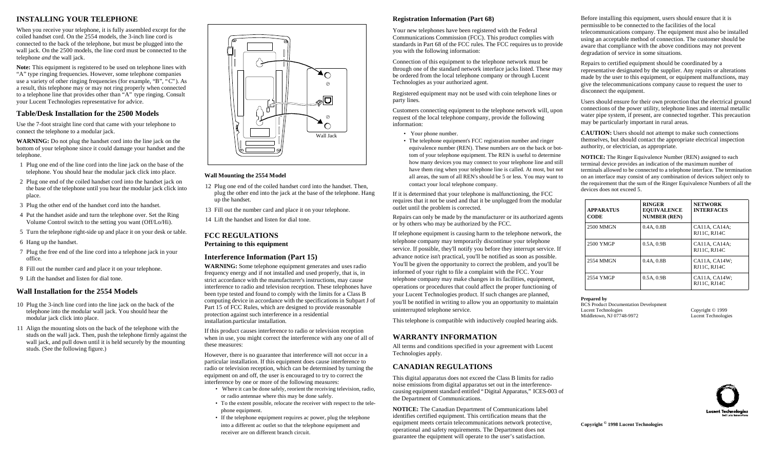## INSTALLING YOUR TELEPHONE

When you receive your telephone, it is fully assembled except for the coiled handset cord. On the 2554 models, the 3-inch line cord is connected to the back of the telephone, but must be plugged into the wall jack. On the 2500 models, the line cord must be connected to the telephone *and* the wall jack.

**Note:** This equipment is registered to be used on telephone lines with "A" type ringing frequencies. However, some telephone companies use a variety of other ringing frequencies (for example, "B", "C"). As a result, this telephone may or may not ring properly when connected to a telephone line that provides other than "A" type ringing. Consult your Lucent Technologies representative for advice.

### Table/Desk Installation for the 2500 Models

Use the 7-foot straight line cord that came with your telephone to connect the telephone to a modular jack.

**WARNING:** Do not plug the handset cord into the line jack on the bottom of your telephone since it could damage your handset and the telephone.

1. Plug one end of the line cord into the line jack on the base of the telephone. You should hear the modular jack click into place.
2. Plug one end of the coiled handset cord into the handset jack on the base of the telephone until you hear the modular jack click into place.
3. Plug the other end of the handset cord into the handset.
4. Put the handset aside and turn the telephone over. Set the Ring Volume Control switch to the setting you want (Off/Lo/Hi).
5. Turn the telephone right-side up and place it on your desk or table.
6. Hang up the handset.
7. Plug the free end of the line cord into a telephone jack in your office.
8. Fill out the number card and place it on your telephone.
9. Lift the handset and listen for dial tone.

### Wall Installation for the 2554 Models

10. Plug the 3-inch line cord into the line jack on the back of the telephone into the modular wall jack. You should hear the modular jack click into place.
11. Align the mounting slots on the back of the telephone with the studs on the wall jack. Then, push the telephone firmly against the wall jack, and pull down until it is held securely by the mounting studs. (See the following figure.)

Wall Jack

**Wall Mounting the 2554 Model**

12. Plug one end of the coiled handset cord into the handset. Then, plug the other end into the jack at the base of the telephone. Hang up the handset.
13. Fill out the number card and place it on your telephone.
14. Lift the handset and listen for dial tone.

## FCC REGULATIONS

**Pertaining to this equipment**

### Interference Information (Part 15)

**WARNING:** Some telephone equipment generates and uses radio frequency energy and if not installed and used properly, that is, in strict accordance with the manufacturer's instructions, may cause interference to radio and television reception. These telephones have been type tested and found to comply with the limits for a Class B computing device in accordance with the specifications in Subpart J of Part 15 of FCC Rules, which are designed to provide reasonable protection against such interference in a residential installation.particular installation.

If this product causes interference to radio or television reception when in use, you might correct the interference with any one of all of these measures:

However, there is no guarantee that interference will not occur in a particular installation. If this equipment does cause interference to radio or television reception, which can be determined by turning the equipment on and off, the user is encouraged to try to correct the interference by one or more of the following measures:

- Where it can be done safely, reorient the receiving television, radio, or radio antennae where this may be done safely.
- To the extent possible, relocate the receiver with respect to the telephone equipment.
- If the telephone equipment requires ac power, plug the telephone into a different ac outlet so that the telephone equipment and receiver are on different branch circuit.

### Registration Information (Part 68)

Your new telephones have been registered with the Federal Communications Commission (FCC). This product complies with standards in Part 68 of the FCC rules. The FCC requires us to provide you with the following information:

Connection of this equipment to the telephone network must be through one of the standard network interface jacks listed. These may be ordered from the local telephone company or through Lucent Technologies as your authorized agent.

Registered equipment may not be used with coin telephone lines or party lines.

Customers connecting equipment to the telephone network will, upon request of the local telephone company, provide the following information:

- Your phone number.
- The telephone equipment's FCC registration number and ringer equivalence number (REN). These numbers are on the back or bottom of your telephone equipment. The REN is useful to determine how many devices you may connect to your telephone line and still have them ring when your telephone line is called. At most, but not all areas, the sum of all REN's should be 5 or less. You may want to contact your local telephone company.

If it is determined that your telephone is malfunctioning, the FCC requires that it not be used and that it be unplugged from the modular outlet until the problem is corrected.

Repairs can only be made by the manufacturer or its authorized agents or by others who may be authorized by the FCC.

If telephone equipment is causing harm to the telephone network, the telephone company may temporarily discontinue your telephone service. If possible, they'll notify you before they interrupt service. If advance notice isn't practical, you'll be notified as soon as possible. You'll be given the opportunity to correct the problem, and you'll be informed of your right to file a complaint with the FCC. Your telephone company may make changes in its facilities, equipment, operations or procedures that could affect the proper functioning of your Lucent Technologies product. If such changes are planned, you'll be notified in writing to allow you an opportunity to maintain uninterrupted telephone service.

This telephone is compatible with inductively coupled hearing aids.

## WARRANTY INFORMATION

All terms and conditions specified in your agreement with Lucent Technologies apply.

## CANADIAN REGULATIONS

This digital apparatus does not exceed the Class B limits for radio noise emissions from digital apparatus set out in the interference-causing equipment standard entitled "Digital Apparatus," ICES-003 of the Department of Communications.

**NOTICE:** The Canadian Department of Communications label identifies certified equipment. This certification means that the equipment meets certain telecommunications network protective, operational and safety requirements. The Department does not guarantee the equipment will operate to the user's satisfaction.

Before installing this equipment, users should ensure that it is permissible to be connected to the facilities of the local telecommunications company. The equipment must also be installed using an acceptable method of connection. The customer should be aware that compliance with the above conditions may not prevent degradation of service in some situations.

Repairs to certified equipment should be coordinated by a representative designated by the supplier. Any repairs or alterations made by the user to this equipment, or equipment malfunctions, may give the telecommunications company cause to request the user to disconnect the equipment.

Users should ensure for their own protection that the electrical ground connections of the power utility, telephone lines and internal metallic water pipe system, if present, are connected together. This precaution may be particularly important in rural areas.

**CAUTION:** Users should not attempt to make such connections themselves, but should contact the appropriate electrical inspection authority, or electrician, as appropriate.

**NOTICE:** The Ringer Equivalence Number (REN) assigned to each terminal device provides an indication of the maximum number of terminals allowed to be connected to a telephone interface. The termination on an interface may consist of any combination of devices subject only to the requirement that the sum of the Ringer Equivalence Numbers of all the devices does not exceed 5.

| APPARATUS CODE | RINGER EQUIVALENCE NUMBER (REN) | NETWORK INTERFACES |
|---|---|---|
| 2500 MMGN | 0.4A, 0.8B | CA11A, CA14A; RJ11C, RJ14C |
| 2500 YMGP | 0.5A, 0.9B | CA11A, CA14A; RJ11C, RJ14C |
| 2554 MMGN | 0.4A, 0.8B | CA11A, CA14W; RJ11C, RJ14C |
| 2554 YMGP | 0.5A, 0.9B | CA11A, CA14W; RJ11C, RJ14C |

**Prepared by**
BCS Product Documentation Development
Lucent Technologies
Middletown, NJ 07748-9972

Copyright © 1999
Lucent Technologies

Lucent Technologies
Bell Labs Innovations

**Copyright © 1998 Lucent Technologies**